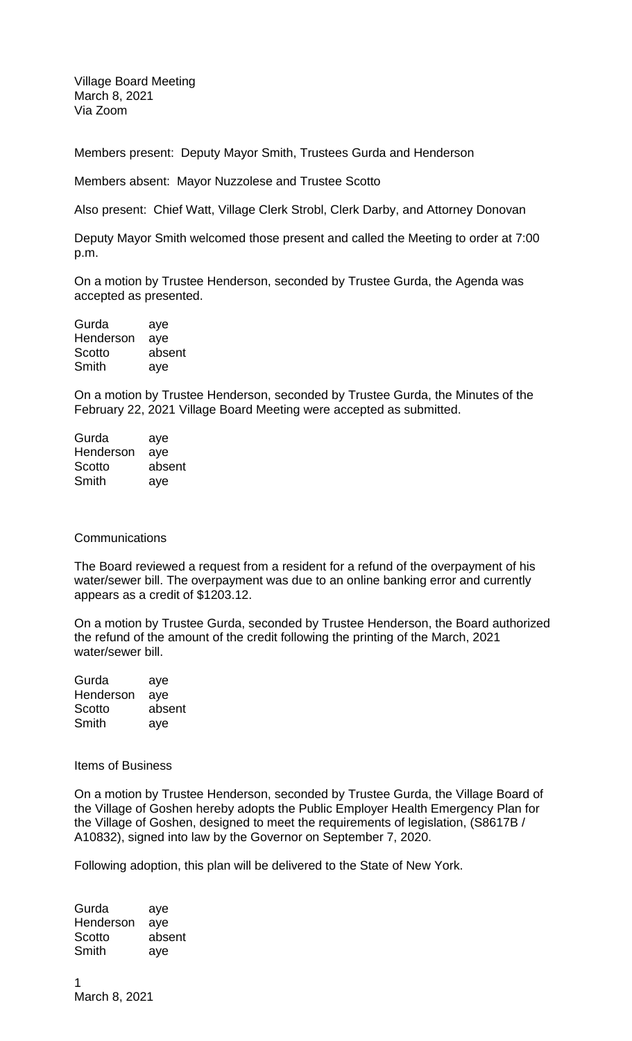Village Board Meeting
March 8, 2021
Via Zoom

Members present: Deputy Mayor Smith, Trustees Gurda and Henderson

Members absent: Mayor Nuzzolese and Trustee Scotto

Also present: Chief Watt, Village Clerk Strobl, Clerk Darby, and Attorney Donovan

Deputy Mayor Smith welcomed those present and called the Meeting to order at 7:00 p.m.

On a motion by Trustee Henderson, seconded by Trustee Gurda, the Agenda was accepted as presented.

| | |
|---|---|
| Gurda | aye |
| Henderson | aye |
| Scotto | absent |
| Smith | aye |

On a motion by Trustee Henderson, seconded by Trustee Gurda, the Minutes of the February 22, 2021 Village Board Meeting were accepted as submitted.

| | |
|---|---|
| Gurda | aye |
| Henderson | aye |
| Scotto | absent |
| Smith | aye |

Communications

The Board reviewed a request from a resident for a refund of the overpayment of his water/sewer bill. The overpayment was due to an online banking error and currently appears as a credit of $1203.12.

On a motion by Trustee Gurda, seconded by Trustee Henderson, the Board authorized the refund of the amount of the credit following the printing of the March, 2021 water/sewer bill.

| | |
|---|---|
| Gurda | aye |
| Henderson | aye |
| Scotto | absent |
| Smith | aye |

Items of Business

On a motion by Trustee Henderson, seconded by Trustee Gurda, the Village Board of the Village of Goshen hereby adopts the Public Employer Health Emergency Plan for the Village of Goshen, designed to meet the requirements of legislation, (S8617B / A10832), signed into law by the Governor on September 7, 2020.

Following adoption, this plan will be delivered to the State of New York.

| | |
|---|---|
| Gurda | aye |
| Henderson | aye |
| Scotto | absent |
| Smith | aye |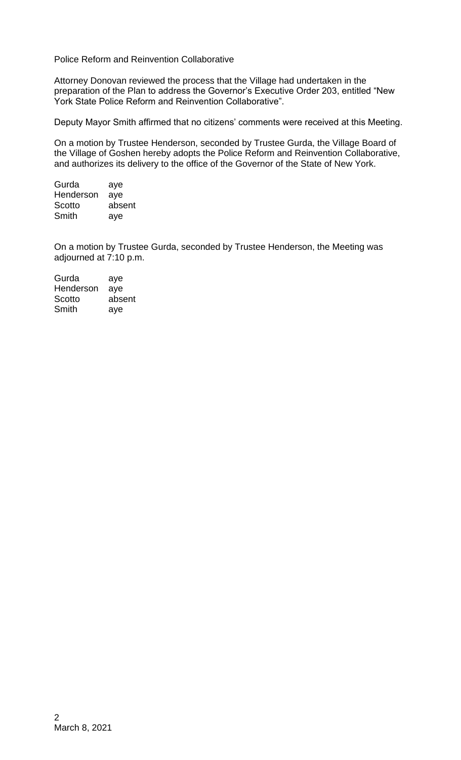Police Reform and Reinvention Collaborative

Attorney Donovan reviewed the process that the Village had undertaken in the preparation of the Plan to address the Governor's Executive Order 203, entitled "New York State Police Reform and Reinvention Collaborative".

Deputy Mayor Smith affirmed that no citizens' comments were received at this Meeting.

On a motion by Trustee Henderson, seconded by Trustee Gurda, the Village Board of the Village of Goshen hereby adopts the Police Reform and Reinvention Collaborative, and authorizes its delivery to the office of the Governor of the State of New York.

| | |
|---|---|
| Gurda | aye |
| Henderson | aye |
| Scotto | absent |
| Smith | aye |

On a motion by Trustee Gurda, seconded by Trustee Henderson, the Meeting was adjourned at 7:10 p.m.

| | |
|---|---|
| Gurda | aye |
| Henderson | aye |
| Scotto | absent |
| Smith | aye |